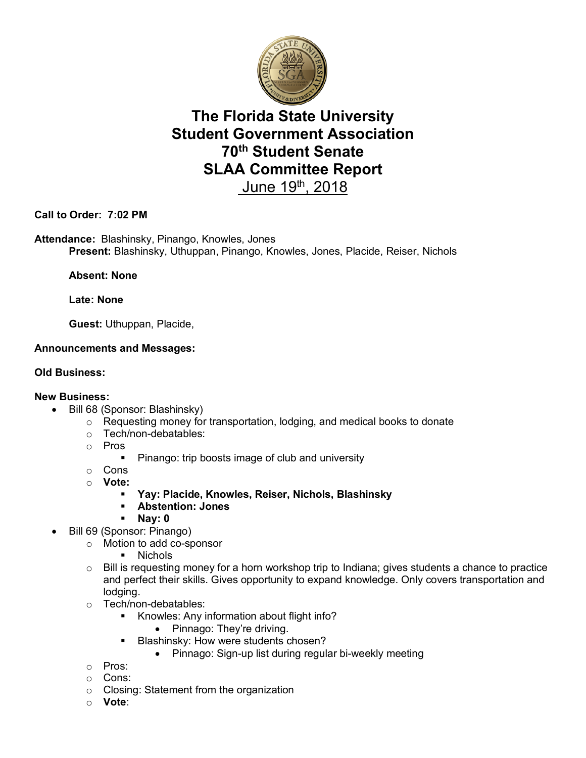# The Florida State University
# Student Government Association
# 70th Student Senate
# SLAA Committee Report
## June 19th, 2018

**Call to Order: 7:02 PM**

**Attendance:** Blashinsky, Pinango, Knowles, Jones

**Present:** Blashinsky, Uthuppan, Pinango, Knowles, Jones, Placide, Reiser, Nichols

**Absent: None**

**Late: None**

**Guest:** Uthuppan, Placide,

**Announcements and Messages:**

**Old Business:**

**New Business:**

- Bill 68 (Sponsor: Blashinsky)
    - Requesting money for transportation, lodging, and medical books to donate
    - Tech/non-debatables:
    - Pros
        - Pinango: trip boosts image of club and university
    - Cons
    - **Vote:**
        - **Yay: Placide, Knowles, Reiser, Nichols, Blashinsky**
        - **Abstention: Jones**
        - **Nay: 0**
- Bill 69 (Sponsor: Pinango)
    - Motion to add co-sponsor
        - Nichols
    - Bill is requesting money for a horn workshop trip to Indiana; gives students a chance to practice and perfect their skills. Gives opportunity to expand knowledge. Only covers transportation and lodging.
    - Tech/non-debatables:
        - Knowles: Any information about flight info?
            - Pinnago: They're driving.
        - Blashinsky: How were students chosen?
            - Pinnago: Sign-up list during regular bi-weekly meeting
    - Pros:
    - Cons:
    - Closing: Statement from the organization
    - **Vote**: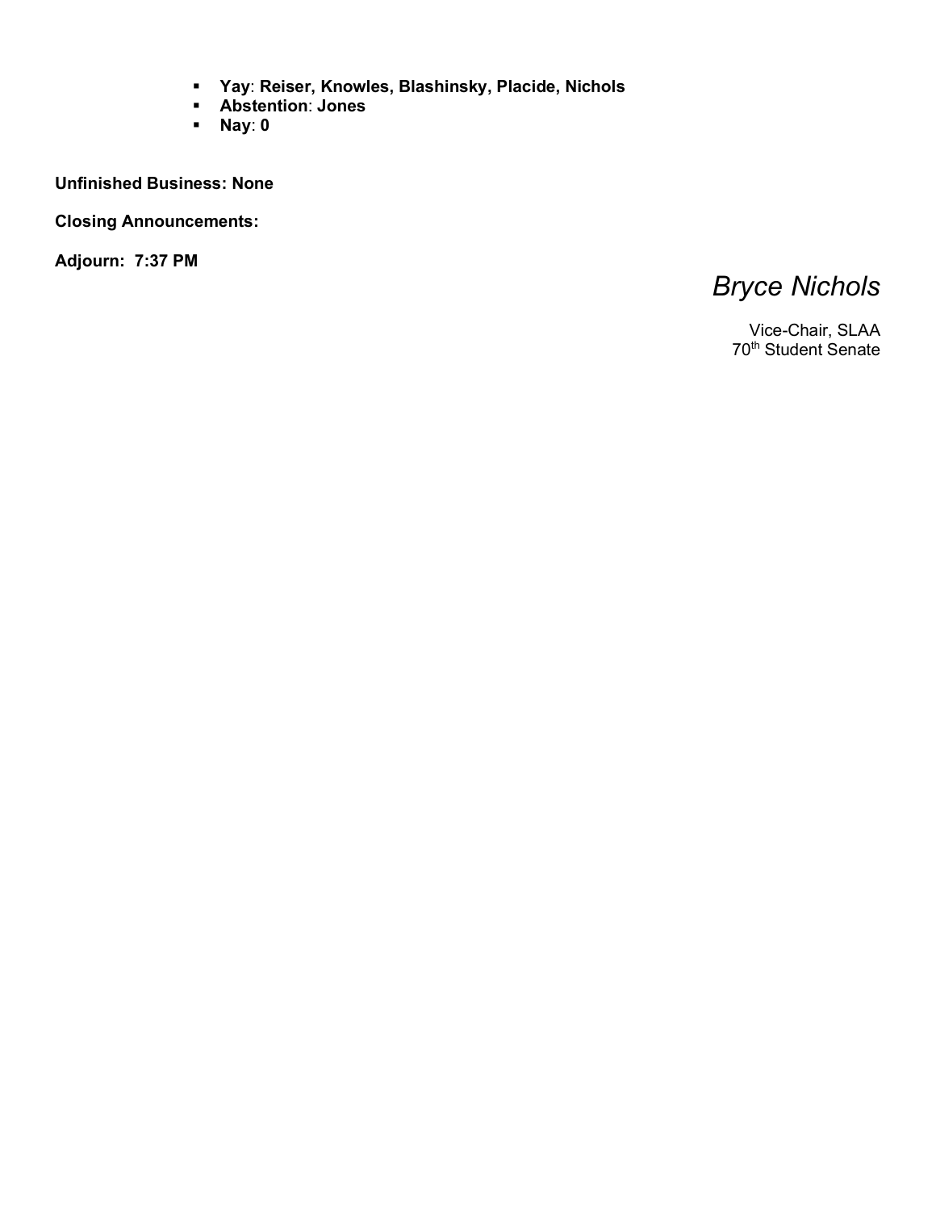- **Yay**: **Reiser, Knowles, Blashinsky, Placide, Nichols**
- **Abstention**: **Jones**
- **Nay**: **0**

**Unfinished Business: None**

**Closing Announcements:**

**Adjourn: 7:37 PM**

*Bryce Nichols*

Vice-Chair, SLAA
70th Student Senate